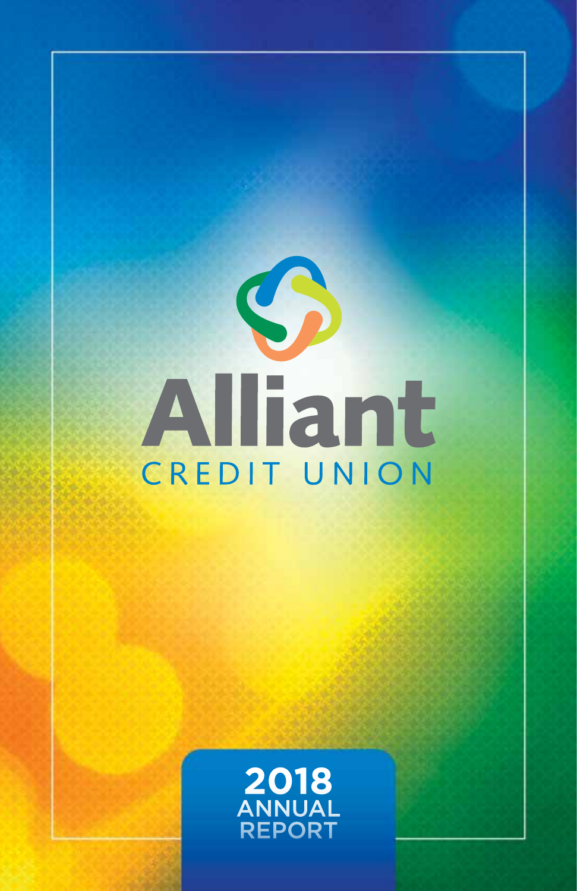# Alliant

CREDIT UNION

## 2018 ANNUAL REPORT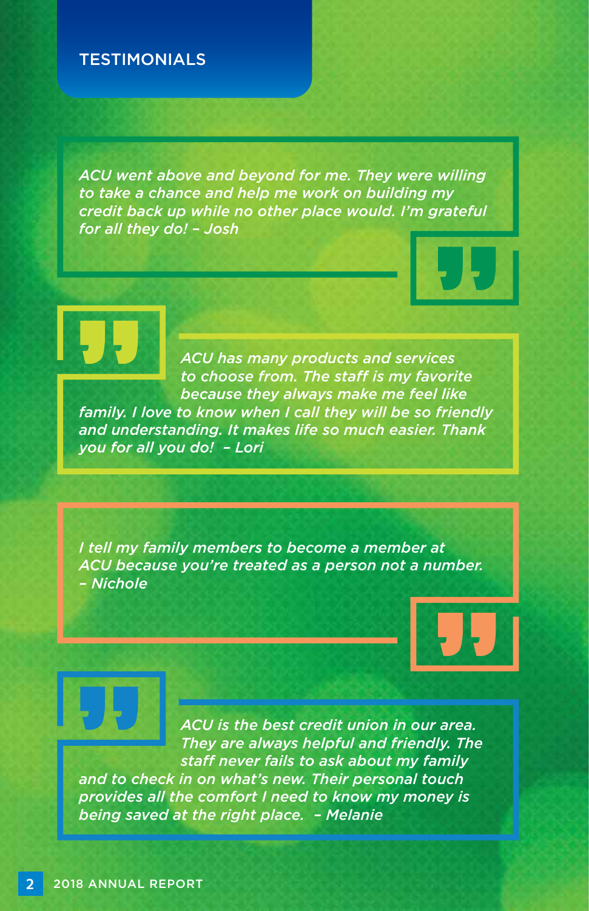# TESTIMONIALS

*ACU went above and beyond for me. They were willing to take a chance and help me work on building my credit back up while no other place would. I'm grateful for all they do! – Josh*

*ACU has many products and services to choose from. The staff is my favorite because they always make me feel like family. I love to know when I call they will be so friendly and understanding. It makes life so much easier. Thank you for all you do! – Lori*

*I tell my family members to become a member at ACU because you're treated as a person not a number. – Nichole*

*ACU is the best credit union in our area. They are always helpful and friendly. The staff never fails to ask about my family and to check in on what's new. Their personal touch provides all the comfort I need to know my money is being saved at the right place. – Melanie*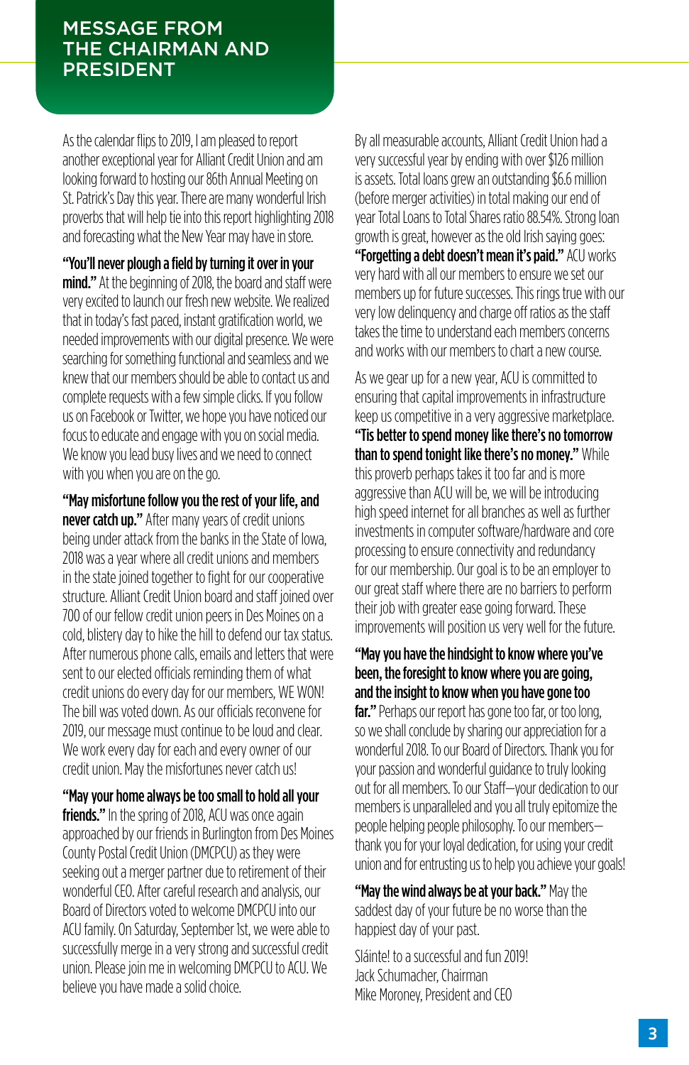# MESSAGE FROM THE CHAIRMAN AND PRESIDENT

As the calendar flips to 2019, I am pleased to report another exceptional year for Alliant Credit Union and am looking forward to hosting our 86th Annual Meeting on St. Patrick's Day this year. There are many wonderful Irish proverbs that will help tie into this report highlighting 2018 and forecasting what the New Year may have in store.

**"You'll never plough a field by turning it over in your mind."** At the beginning of 2018, the board and staff were very excited to launch our fresh new website. We realized that in today's fast paced, instant gratification world, we needed improvements with our digital presence. We were searching for something functional and seamless and we knew that our members should be able to contact us and complete requests with a few simple clicks. If you follow us on Facebook or Twitter, we hope you have noticed our focus to educate and engage with you on social media. We know you lead busy lives and we need to connect with you when you are on the go.

**"May misfortune follow you the rest of your life, and never catch up."** After many years of credit unions being under attack from the banks in the State of Iowa, 2018 was a year where all credit unions and members in the state joined together to fight for our cooperative structure. Alliant Credit Union board and staff joined over 700 of our fellow credit union peers in Des Moines on a cold, blistery day to hike the hill to defend our tax status. After numerous phone calls, emails and letters that were sent to our elected officials reminding them of what credit unions do every day for our members, WE WON! The bill was voted down. As our officials reconvene for 2019, our message must continue to be loud and clear. We work every day for each and every owner of our credit union. May the misfortunes never catch us!

**"May your home always be too small to hold all your friends."** In the spring of 2018, ACU was once again approached by our friends in Burlington from Des Moines County Postal Credit Union (DMCPCU) as they were seeking out a merger partner due to retirement of their wonderful CEO. After careful research and analysis, our Board of Directors voted to welcome DMCPCU into our ACU family. On Saturday, September 1st, we were able to successfully merge in a very strong and successful credit union. Please join me in welcoming DMCPCU to ACU. We believe you have made a solid choice.

By all measurable accounts, Alliant Credit Union had a very successful year by ending with over $126 million is assets. Total loans grew an outstanding $6.6 million (before merger activities) in total making our end of year Total Loans to Total Shares ratio 88.54%. Strong loan growth is great, however as the old Irish saying goes: **"Forgetting a debt doesn't mean it's paid."** ACU works very hard with all our members to ensure we set our members up for future successes. This rings true with our very low delinquency and charge off ratios as the staff takes the time to understand each members concerns and works with our members to chart a new course.

As we gear up for a new year, ACU is committed to ensuring that capital improvements in infrastructure keep us competitive in a very aggressive marketplace. **"Tis better to spend money like there's no tomorrow than to spend tonight like there's no money."** While this proverb perhaps takes it too far and is more aggressive than ACU will be, we will be introducing high speed internet for all branches as well as further investments in computer software/hardware and core processing to ensure connectivity and redundancy for our membership. Our goal is to be an employer to our great staff where there are no barriers to perform their job with greater ease going forward. These improvements will position us very well for the future.

**"May you have the hindsight to know where you've been, the foresight to know where you are going, and the insight to know when you have gone too far."** Perhaps our report has gone too far, or too long, so we shall conclude by sharing our appreciation for a wonderful 2018. To our Board of Directors. Thank you for your passion and wonderful guidance to truly looking out for all members. To our Staff—your dedication to our members is unparalleled and you all truly epitomize the people helping people philosophy. To our members—thank you for your loyal dedication, for using your credit union and for entrusting us to help you achieve your goals!

**"May the wind always be at your back."** May the saddest day of your future be no worse than the happiest day of your past.

Sláinte! to a successful and fun 2019!
Jack Schumacher, Chairman
Mike Moroney, President and CEO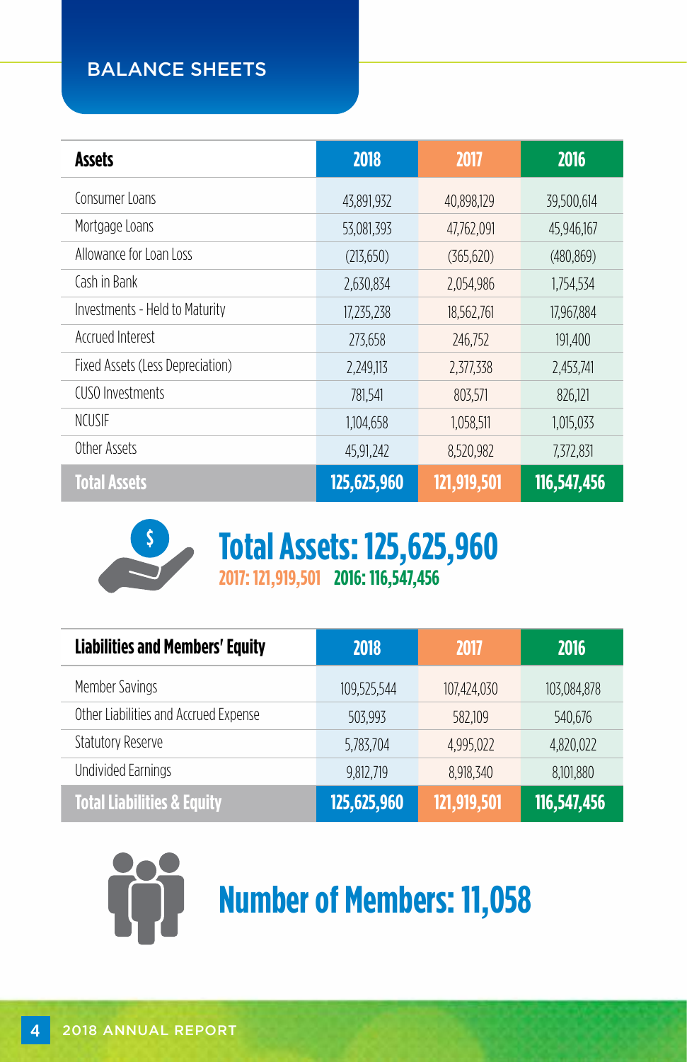# BALANCE SHEETS

| Assets | 2018 | 2017 | 2016 |
|---|---|---|---|
| Consumer Loans | 43,891,932 | 40,898,129 | 39,500,614 |
| Mortgage Loans | 53,081,393 | 47,762,091 | 45,946,167 |
| Allowance for Loan Loss | (213,650) | (365,620) | (480,869) |
| Cash in Bank | 2,630,834 | 2,054,986 | 1,754,534 |
| Investments - Held to Maturity | 17,235,238 | 18,562,761 | 17,967,884 |
| Accrued Interest | 273,658 | 246,752 | 191,400 |
| Fixed Assets (Less Depreciation) | 2,249,113 | 2,377,338 | 2,453,741 |
| CUSO Investments | 781,541 | 803,571 | 826,121 |
| NCUSIF | 1,104,658 | 1,058,511 | 1,015,033 |
| Other Assets | 45,91,242 | 8,520,982 | 7,372,831 |
| **Total Assets** | **125,625,960** | **121,919,501** | **116,547,456** |

## Total Assets: 125,625,960

**2017: 121,919,501** **2016: 116,547,456**

| Liabilities and Members' Equity | 2018 | 2017 | 2016 |
|---|---|---|---|
| Member Savings | 109,525,544 | 107,424,030 | 103,084,878 |
| Other Liabilities and Accrued Expense | 503,993 | 582,109 | 540,676 |
| Statutory Reserve | 5,783,704 | 4,995,022 | 4,820,022 |
| Undivided Earnings | 9,812,719 | 8,918,340 | 8,101,880 |
| **Total Liabilities & Equity** | **125,625,960** | **121,919,501** | **116,547,456** |

## Number of Members: 11,058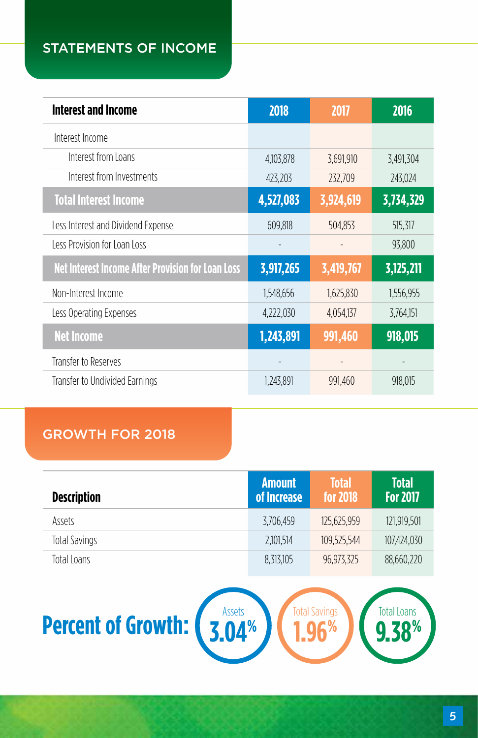## STATEMENTS OF INCOME

| Interest and Income | 2018 | 2017 | 2016 |
|---|---|---|---|
| Interest Income | | | |
| Interest from Loans | 4,103,878 | 3,691,910 | 3,491,304 |
| Interest from Investments | 423,203 | 232,709 | 243,024 |
| **Total Interest Income** | **4,527,083** | **3,924,619** | **3,734,329** |
| Less Interest and Dividend Expense | 609,818 | 504,853 | 515,317 |
| Less Provision for Loan Loss | - | - | 93,800 |
| **Net Interest Income After Provision for Loan Loss** | **3,917,265** | **3,419,767** | **3,125,211** |
| Non-Interest Income | 1,548,656 | 1,625,830 | 1,556,955 |
| Less Operating Expenses | 4,222,030 | 4,054,137 | 3,764,151 |
| **Net Income** | **1,243,891** | **991,460** | **918,015** |
| Transfer to Reserves | - | - | - |
| Transfer to Undivided Earnings | 1,243,891 | 991,460 | 918,015 |

## GROWTH FOR 2018

| Description | Amount of Increase | Total for 2018 | Total For 2017 |
|---|---|---|---|
| Assets | 3,706,459 | 125,625,959 | 121,919,501 |
| Total Savings | 2,101,514 | 109,525,544 | 107,424,030 |
| Total Loans | 8,313,105 | 96,973,325 | 88,660,220 |

**Percent of Growth:**

- Assets 3.04%
- Total Savings 1.96%
- Total Loans 9.38%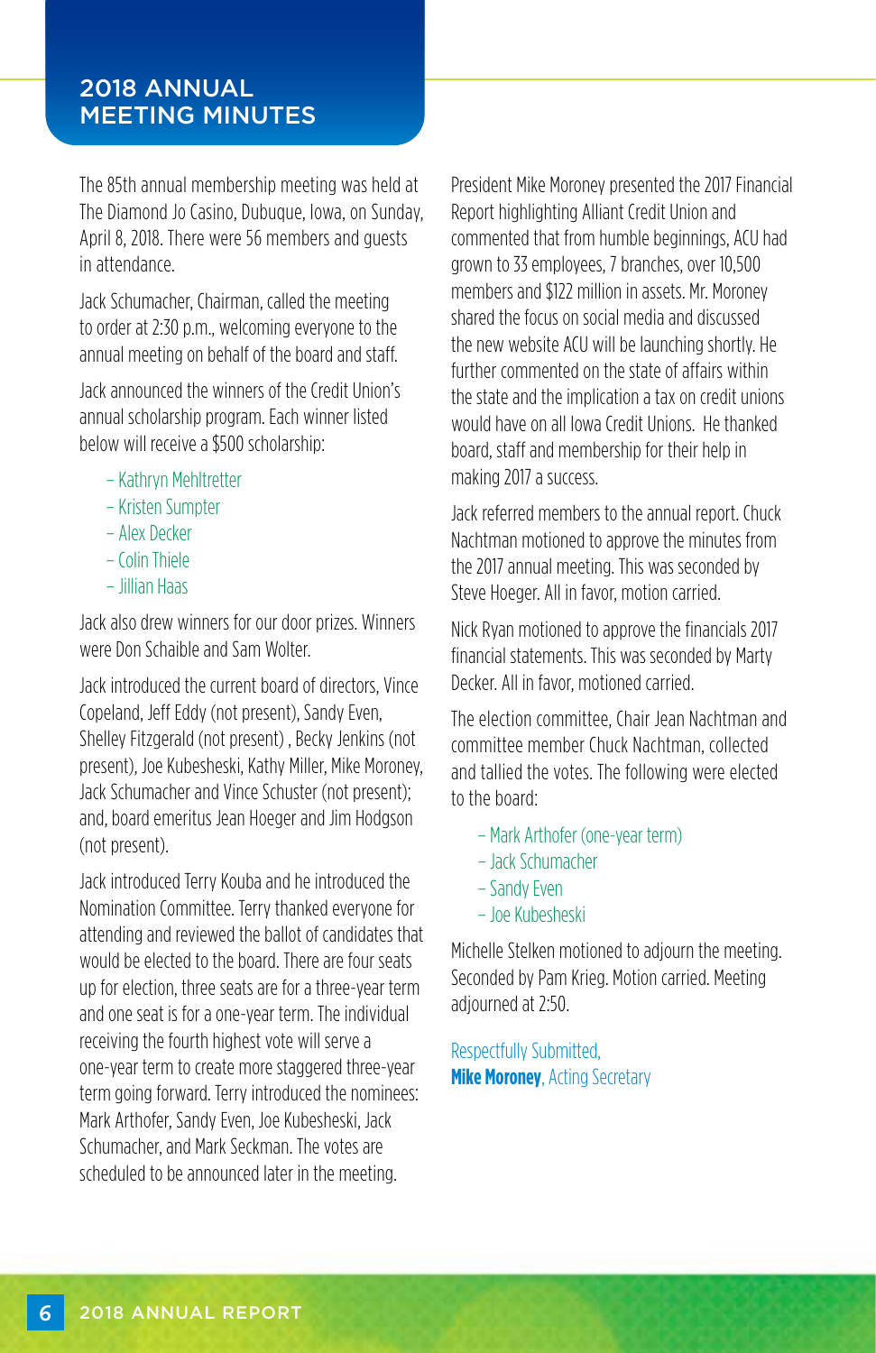# 2018 ANNUAL MEETING MINUTES

The 85th annual membership meeting was held at The Diamond Jo Casino, Dubuque, Iowa, on Sunday, April 8, 2018. There were 56 members and guests in attendance.

Jack Schumacher, Chairman, called the meeting to order at 2:30 p.m., welcoming everyone to the annual meeting on behalf of the board and staff.

Jack announced the winners of the Credit Union's annual scholarship program. Each winner listed below will receive a $500 scholarship:

- Kathryn Mehltretter
- Kristen Sumpter
- Alex Decker
- Colin Thiele
- Jillian Haas

Jack also drew winners for our door prizes. Winners were Don Schaible and Sam Wolter.

Jack introduced the current board of directors, Vince Copeland, Jeff Eddy (not present), Sandy Even, Shelley Fitzgerald (not present) , Becky Jenkins (not present), Joe Kubesheski, Kathy Miller, Mike Moroney, Jack Schumacher and Vince Schuster (not present); and, board emeritus Jean Hoeger and Jim Hodgson (not present).

Jack introduced Terry Kouba and he introduced the Nomination Committee. Terry thanked everyone for attending and reviewed the ballot of candidates that would be elected to the board. There are four seats up for election, three seats are for a three-year term and one seat is for a one-year term. The individual receiving the fourth highest vote will serve a one-year term to create more staggered three-year term going forward. Terry introduced the nominees: Mark Arthofer, Sandy Even, Joe Kubesheski, Jack Schumacher, and Mark Seckman. The votes are scheduled to be announced later in the meeting.

President Mike Moroney presented the 2017 Financial Report highlighting Alliant Credit Union and commented that from humble beginnings, ACU had grown to 33 employees, 7 branches, over 10,500 members and $122 million in assets. Mr. Moroney shared the focus on social media and discussed the new website ACU will be launching shortly. He further commented on the state of affairs within the state and the implication a tax on credit unions would have on all Iowa Credit Unions. He thanked board, staff and membership for their help in making 2017 a success.

Jack referred members to the annual report. Chuck Nachtman motioned to approve the minutes from the 2017 annual meeting. This was seconded by Steve Hoeger. All in favor, motion carried.

Nick Ryan motioned to approve the financials 2017 financial statements. This was seconded by Marty Decker. All in favor, motioned carried.

The election committee, Chair Jean Nachtman and committee member Chuck Nachtman, collected and tallied the votes. The following were elected to the board:

- Mark Arthofer (one-year term)
- Jack Schumacher
- Sandy Even
- Joe Kubesheski

Michelle Stelken motioned to adjourn the meeting. Seconded by Pam Krieg. Motion carried. Meeting adjourned at 2:50.

Respectfully Submitted,
**Mike Moroney**, Acting Secretary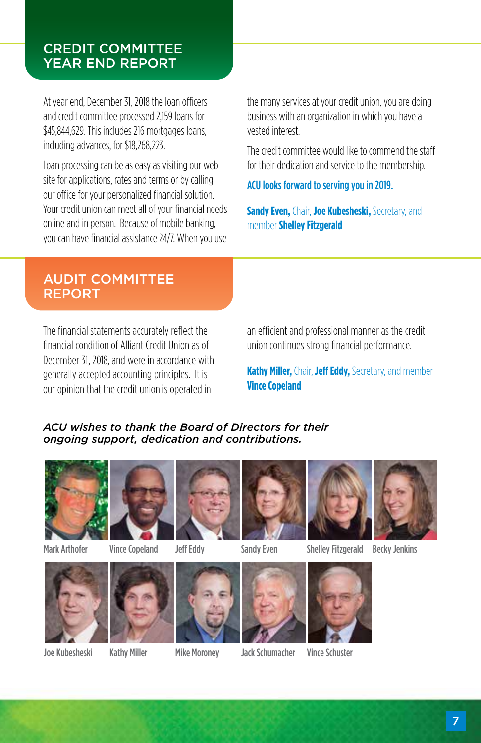## CREDIT COMMITTEE YEAR END REPORT

At year end, December 31, 2018 the loan officers and credit committee processed 2,159 loans for $45,844,629. This includes 216 mortgages loans, including advances, for $18,268,223.

Loan processing can be as easy as visiting our web site for applications, rates and terms or by calling our office for your personalized financial solution. Your credit union can meet all of your financial needs online and in person. Because of mobile banking, you can have financial assistance 24/7. When you use the many services at your credit union, you are doing business with an organization in which you have a vested interest.

The credit committee would like to commend the staff for their dedication and service to the membership.

**ACU looks forward to serving you in 2019.**

**Sandy Even,** Chair, **Joe Kubesheski,** Secretary, and member **Shelley Fitzgerald**

## AUDIT COMMITTEE REPORT

The financial statements accurately reflect the financial condition of Alliant Credit Union as of December 31, 2018, and were in accordance with generally accepted accounting principles. It is our opinion that the credit union is operated in an efficient and professional manner as the credit union continues strong financial performance.

**Kathy Miller,** Chair, **Jeff Eddy,** Secretary, and member **Vince Copeland**

*ACU wishes to thank the Board of Directors for their ongoing support, dedication and contributions.*

Mark Arthofer, Vince Copeland, Jeff Eddy, Sandy Even, Shelley Fitzgerald, Becky Jenkins

Joe Kubesheski, Kathy Miller, Mike Moroney, Jack Schumacher, Vince Schuster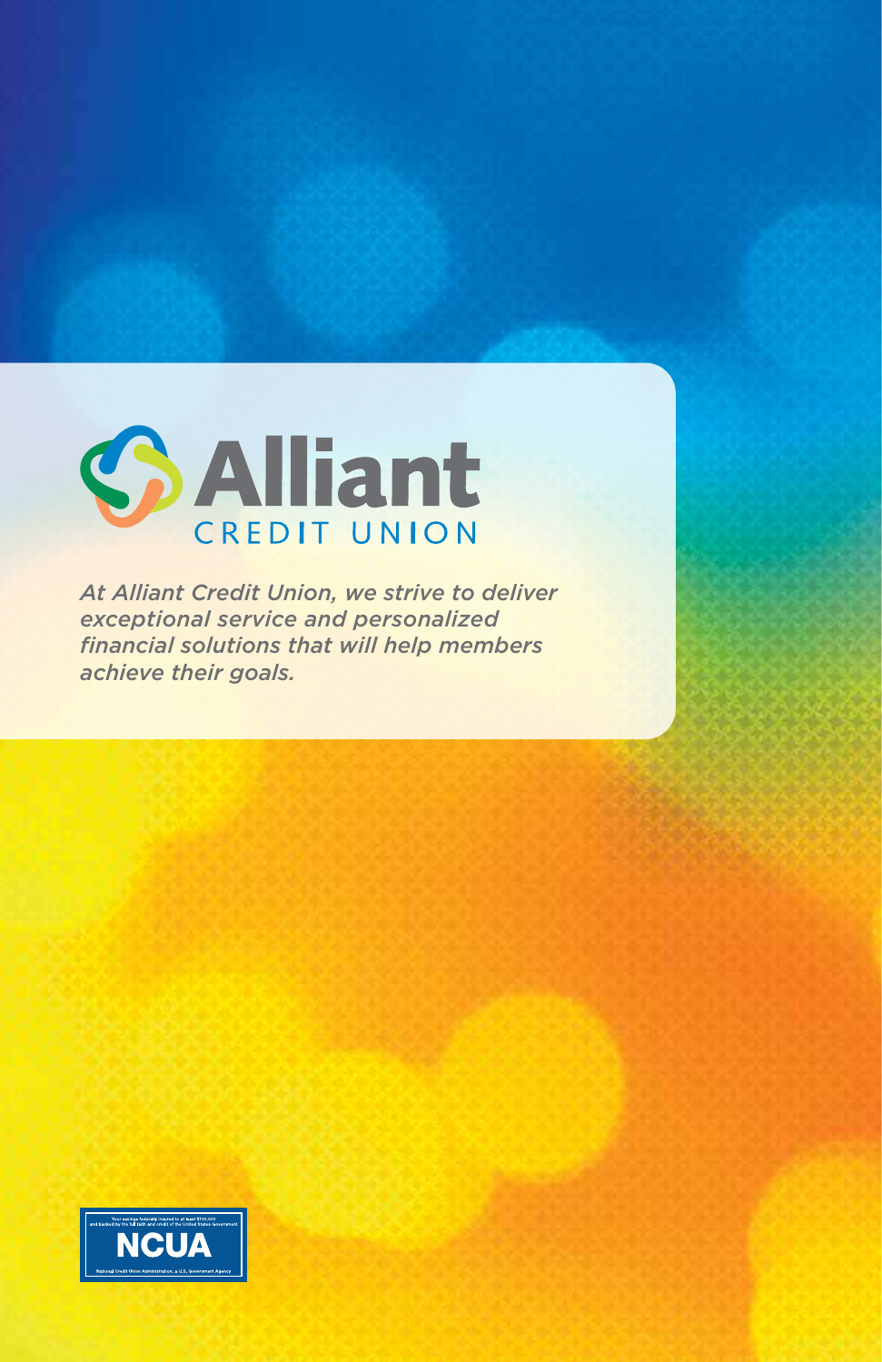Alliant

CREDIT UNION

*At Alliant Credit Union, we strive to deliver exceptional service and personalized financial solutions that will help members achieve their goals.*

Your savings federally insured to at least $250,000 and backed by the full faith and credit of the United States Government

NCUA

National Credit Union Administration, a U.S. Government Agency